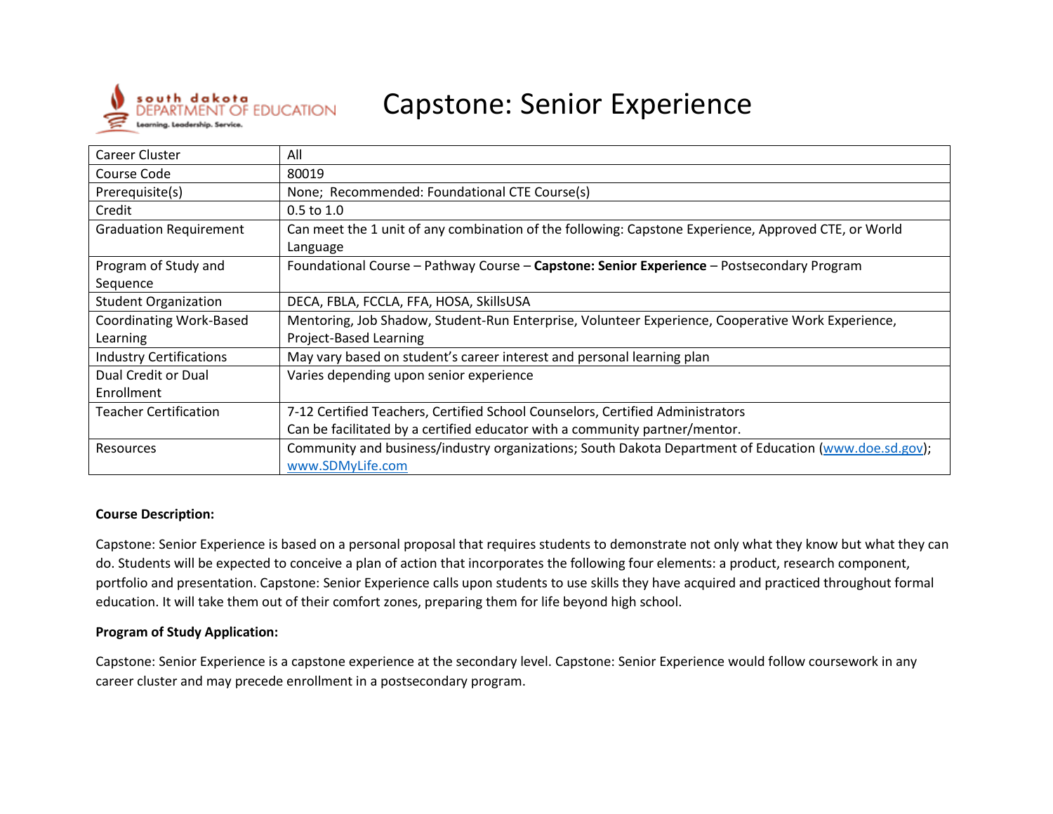# Capstone: Senior Experience

| | |
|---|---|
| Career Cluster | All |
| Course Code | 80019 |
| Prerequisite(s) | None; Recommended: Foundational CTE Course(s) |
| Credit | 0.5 to 1.0 |
| Graduation Requirement | Can meet the 1 unit of any combination of the following: Capstone Experience, Approved CTE, or World Language |
| Program of Study and Sequence | Foundational Course – Pathway Course – **Capstone: Senior Experience** – Postsecondary Program |
| Student Organization | DECA, FBLA, FCCLA, FFA, HOSA, SkillsUSA |
| Coordinating Work-Based Learning | Mentoring, Job Shadow, Student-Run Enterprise, Volunteer Experience, Cooperative Work Experience, Project-Based Learning |
| Industry Certifications | May vary based on student's career interest and personal learning plan |
| Dual Credit or Dual Enrollment | Varies depending upon senior experience |
| Teacher Certification | 7-12 Certified Teachers, Certified School Counselors, Certified Administrators<br>Can be facilitated by a certified educator with a community partner/mentor. |
| Resources | Community and business/industry organizations; South Dakota Department of Education (www.doe.sd.gov); www.SDMyLife.com |

**Course Description:**

Capstone: Senior Experience is based on a personal proposal that requires students to demonstrate not only what they know but what they can do. Students will be expected to conceive a plan of action that incorporates the following four elements: a product, research component, portfolio and presentation. Capstone: Senior Experience calls upon students to use skills they have acquired and practiced throughout formal education. It will take them out of their comfort zones, preparing them for life beyond high school.

**Program of Study Application:**

Capstone: Senior Experience is a capstone experience at the secondary level. Capstone: Senior Experience would follow coursework in any career cluster and may precede enrollment in a postsecondary program.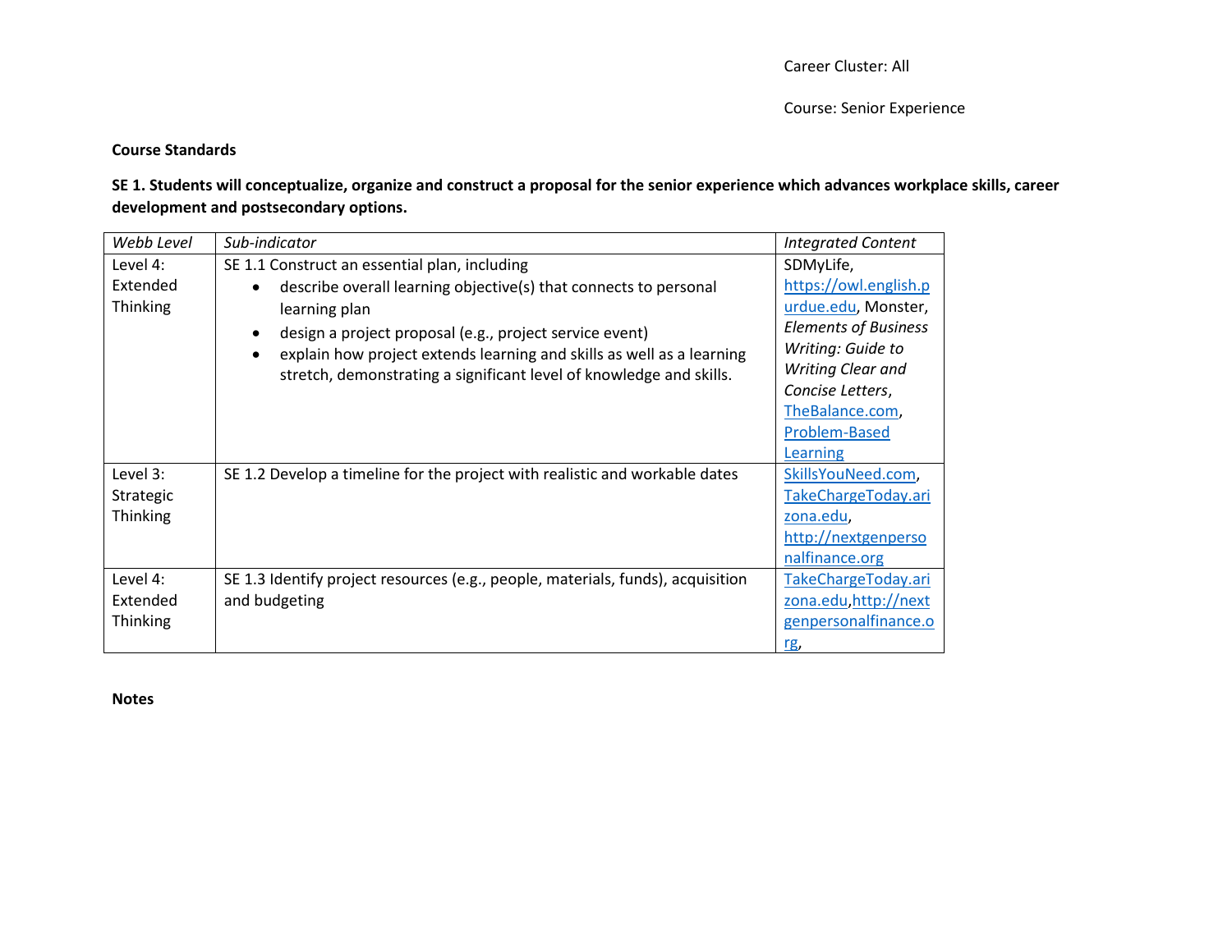Career Cluster: All

Course: Senior Experience

**Course Standards**

**SE 1. Students will conceptualize, organize and construct a proposal for the senior experience which advances workplace skills, career development and postsecondary options.**

| *Webb Level* | *Sub-indicator* | *Integrated Content* |
|---|---|---|
| Level 4: Extended Thinking | SE 1.1 Construct an essential plan, including<br>• describe overall learning objective(s) that connects to personal learning plan<br>• design a project proposal (e.g., project service event)<br>• explain how project extends learning and skills as well as a learning stretch, demonstrating a significant level of knowledge and skills. | SDMyLife, https://owl.english.purdue.edu, Monster, *Elements of Business Writing: Guide to Writing Clear and Concise Letters*, TheBalance.com, Problem-Based Learning |
| Level 3: Strategic Thinking | SE 1.2 Develop a timeline for the project with realistic and workable dates | SkillsYouNeed.com, TakeChargeToday.arizona.edu, http://nextgenpersonalfinance.org |
| Level 4: Extended Thinking | SE 1.3 Identify project resources (e.g., people, materials, funds), acquisition and budgeting | TakeChargeToday.arizona.edu,http://nextgenpersonalfinance.org, |

**Notes**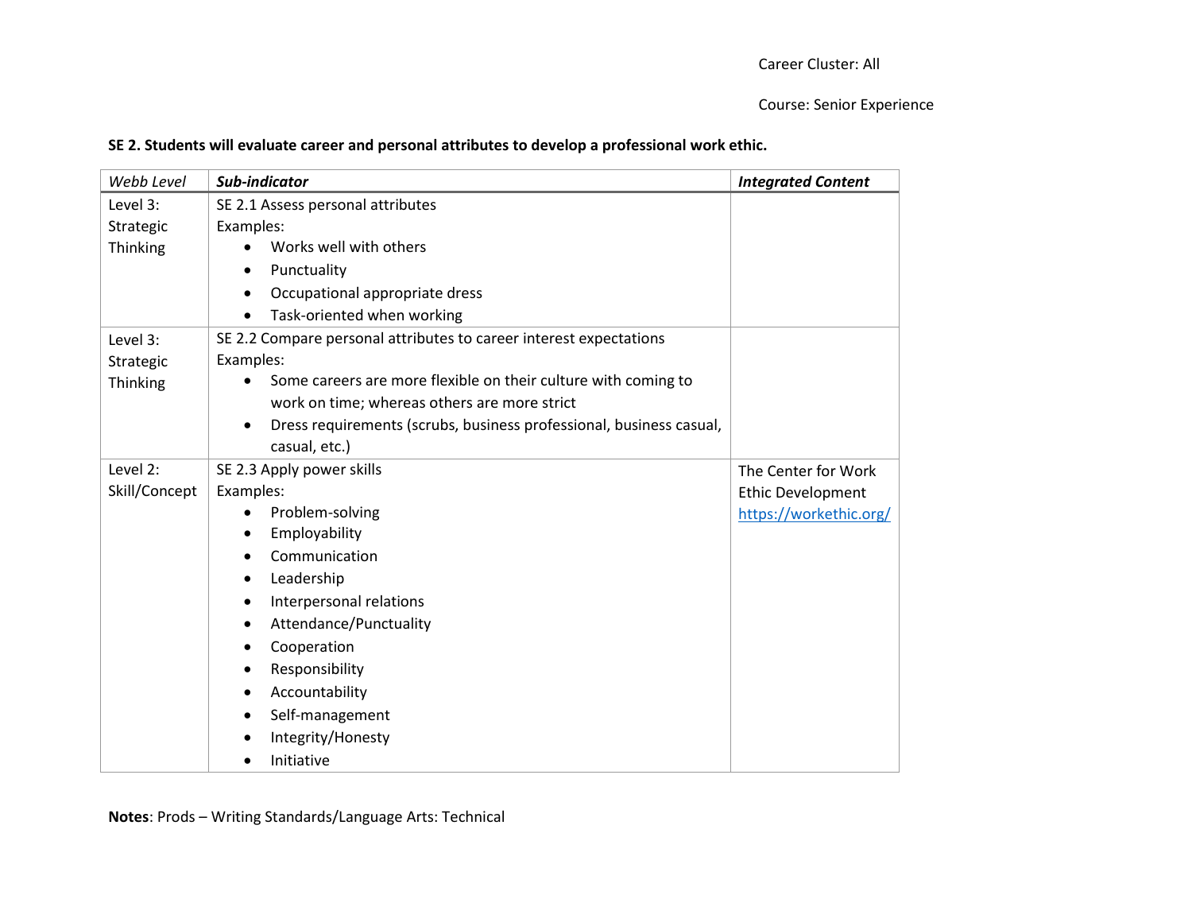Career Cluster: All

Course: Senior Experience

**SE 2. Students will evaluate career and personal attributes to develop a professional work ethic.**

| *Webb Level* | ***Sub-indicator*** | ***Integrated Content*** |
|---|---|---|
| Level 3: Strategic Thinking | SE 2.1 Assess personal attributes<br>Examples:<br>• Works well with others<br>• Punctuality<br>• Occupational appropriate dress<br>• Task-oriented when working | |
| Level 3: Strategic Thinking | SE 2.2 Compare personal attributes to career interest expectations<br>Examples:<br>• Some careers are more flexible on their culture with coming to work on time; whereas others are more strict<br>• Dress requirements (scrubs, business professional, business casual, casual, etc.) | |
| Level 2: Skill/Concept | SE 2.3 Apply power skills<br>Examples:<br>• Problem-solving<br>• Employability<br>• Communication<br>• Leadership<br>• Interpersonal relations<br>• Attendance/Punctuality<br>• Cooperation<br>• Responsibility<br>• Accountability<br>• Self-management<br>• Integrity/Honesty<br>• Initiative | The Center for Work Ethic Development https://workethic.org/ |

**Notes**: Prods – Writing Standards/Language Arts: Technical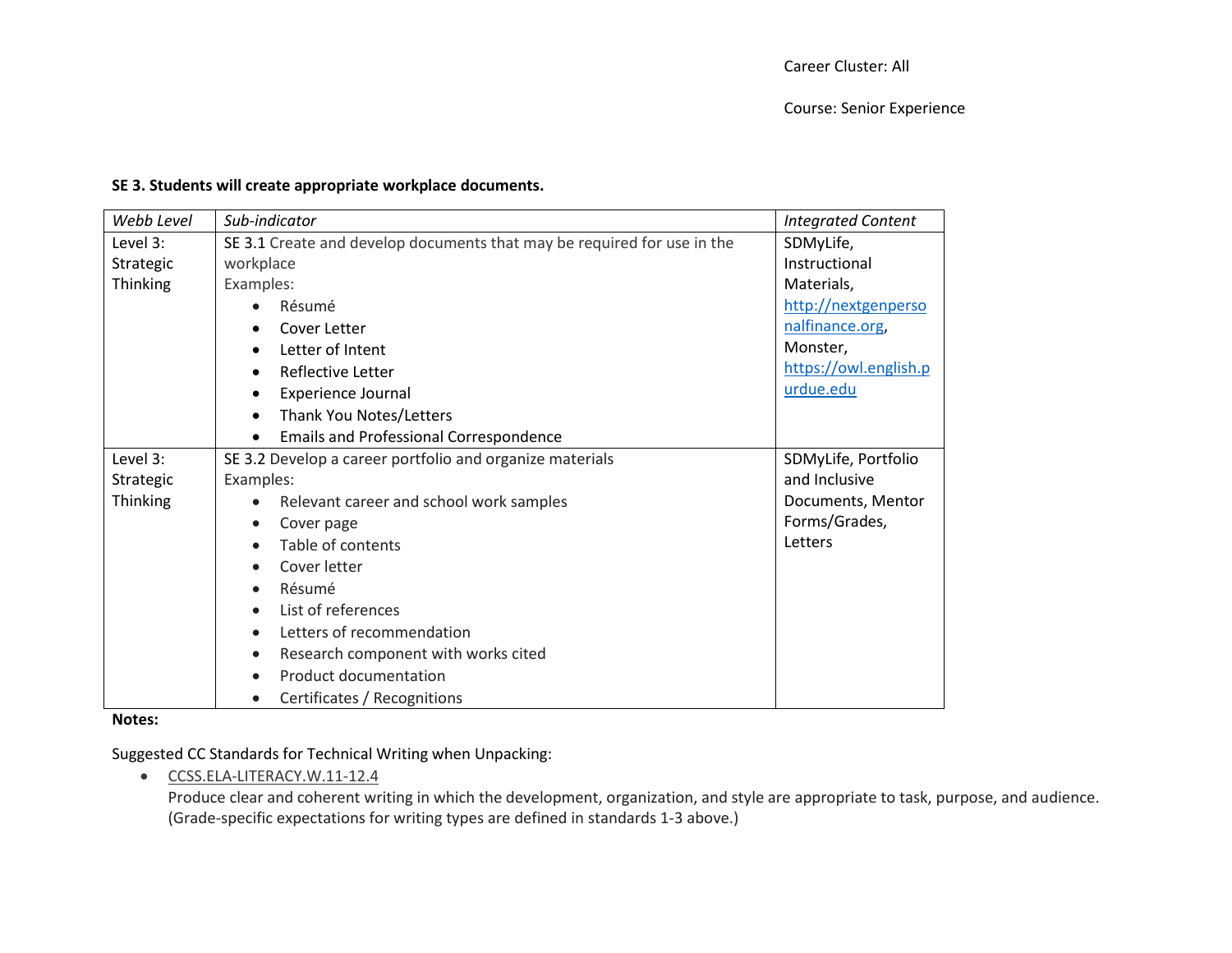Career Cluster: All

Course: Senior Experience

**SE 3. Students will create appropriate workplace documents.**

| *Webb Level* | *Sub-indicator* | *Integrated Content* |
| --- | --- | --- |
| Level 3: Strategic Thinking | SE 3.1 Create and develop documents that may be required for use in the workplace<br>Examples:<br>• Résumé<br>• Cover Letter<br>• Letter of Intent<br>• Reflective Letter<br>• Experience Journal<br>• Thank You Notes/Letters<br>• Emails and Professional Correspondence | SDMyLife, Instructional Materials, [http://nextgenpersonalfinance.org](http://nextgenpersonalfinance.org), Monster, [https://owl.english.purdue.edu](https://owl.english.purdue.edu) |
| Level 3: Strategic Thinking | SE 3.2 Develop a career portfolio and organize materials<br>Examples:<br>• Relevant career and school work samples<br>• Cover page<br>• Table of contents<br>• Cover letter<br>• Résumé<br>• List of references<br>• Letters of recommendation<br>• Research component with works cited<br>• Product documentation<br>• Certificates / Recognitions | SDMyLife, Portfolio and Inclusive Documents, Mentor Forms/Grades, Letters |

**Notes:**

Suggested CC Standards for Technical Writing when Unpacking:

- CCSS.ELA-LITERACY.W.11-12.4
  Produce clear and coherent writing in which the development, organization, and style are appropriate to task, purpose, and audience. (Grade-specific expectations for writing types are defined in standards 1-3 above.)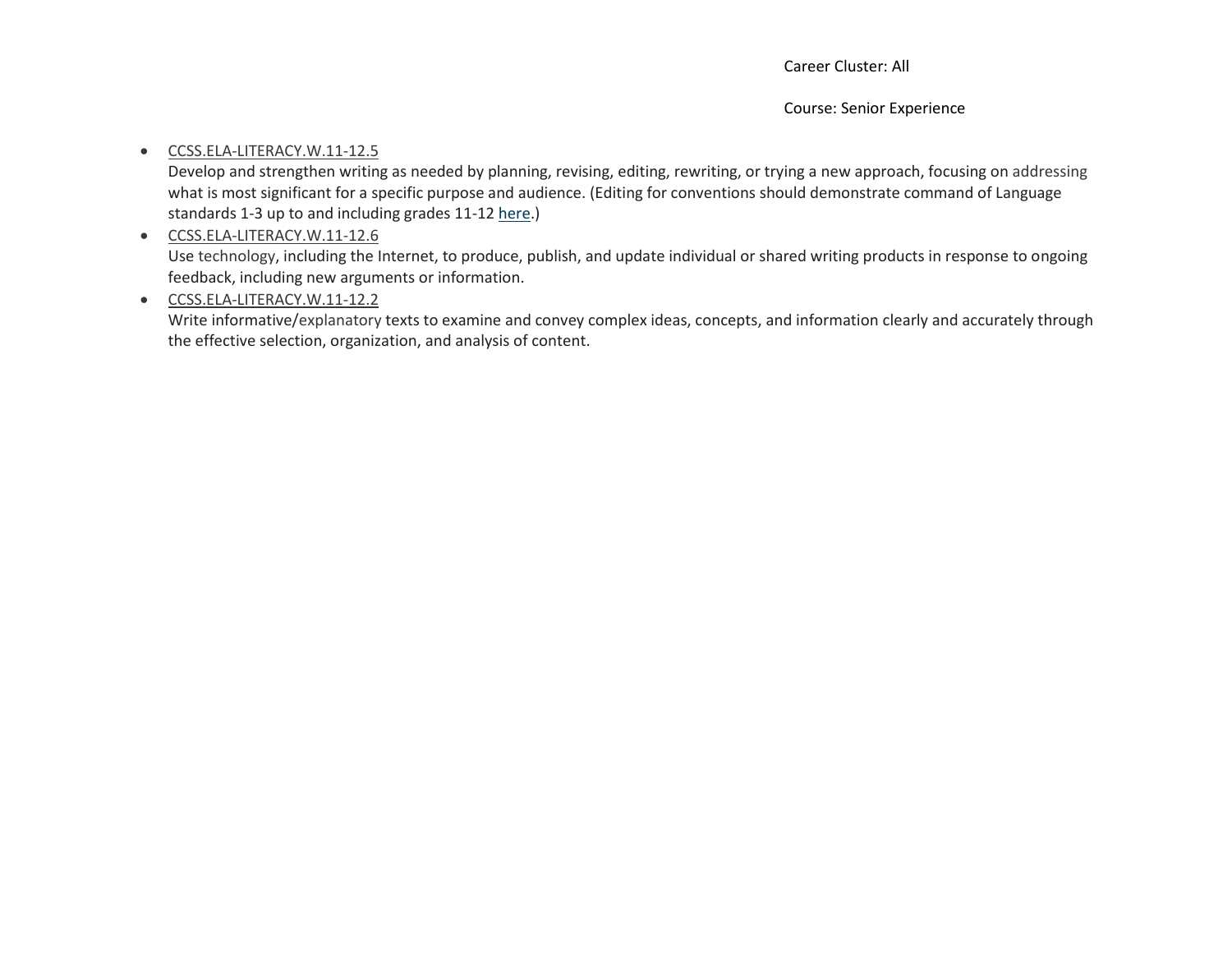Career Cluster: All

Course: Senior Experience

- CCSS.ELA-LITERACY.W.11-12.5
  Develop and strengthen writing as needed by planning, revising, editing, rewriting, or trying a new approach, focusing on addressing what is most significant for a specific purpose and audience. (Editing for conventions should demonstrate command of Language standards 1-3 up to and including grades 11-12 here.)
- CCSS.ELA-LITERACY.W.11-12.6
  Use technology, including the Internet, to produce, publish, and update individual or shared writing products in response to ongoing feedback, including new arguments or information.
- CCSS.ELA-LITERACY.W.11-12.2
  Write informative/explanatory texts to examine and convey complex ideas, concepts, and information clearly and accurately through the effective selection, organization, and analysis of content.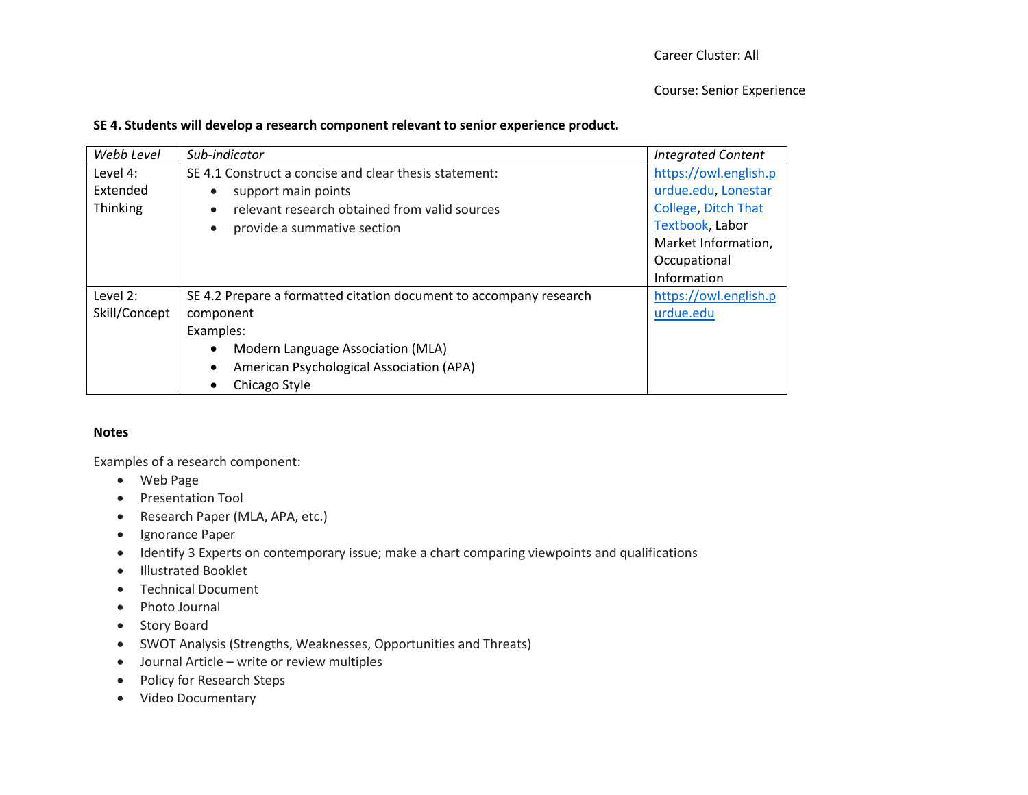Career Cluster: All

Course: Senior Experience

**SE 4. Students will develop a research component relevant to senior experience product.**

| *Webb Level* | *Sub-indicator* | *Integrated Content* |
| --- | --- | --- |
| Level 4: Extended Thinking | SE 4.1 Construct a concise and clear thesis statement:<br>• support main points<br>• relevant research obtained from valid sources<br>• provide a summative section | https://owl.english.purdue.edu, Lonestar College, Ditch That Textbook, Labor Market Information, Occupational Information |
| Level 2: Skill/Concept | SE 4.2 Prepare a formatted citation document to accompany research component<br>Examples:<br>• Modern Language Association (MLA)<br>• American Psychological Association (APA)<br>• Chicago Style | https://owl.english.purdue.edu |

**Notes**

Examples of a research component:

- Web Page
- Presentation Tool
- Research Paper (MLA, APA, etc.)
- Ignorance Paper
- Identify 3 Experts on contemporary issue; make a chart comparing viewpoints and qualifications
- Illustrated Booklet
- Technical Document
- Photo Journal
- Story Board
- SWOT Analysis (Strengths, Weaknesses, Opportunities and Threats)
- Journal Article – write or review multiples
- Policy for Research Steps
- Video Documentary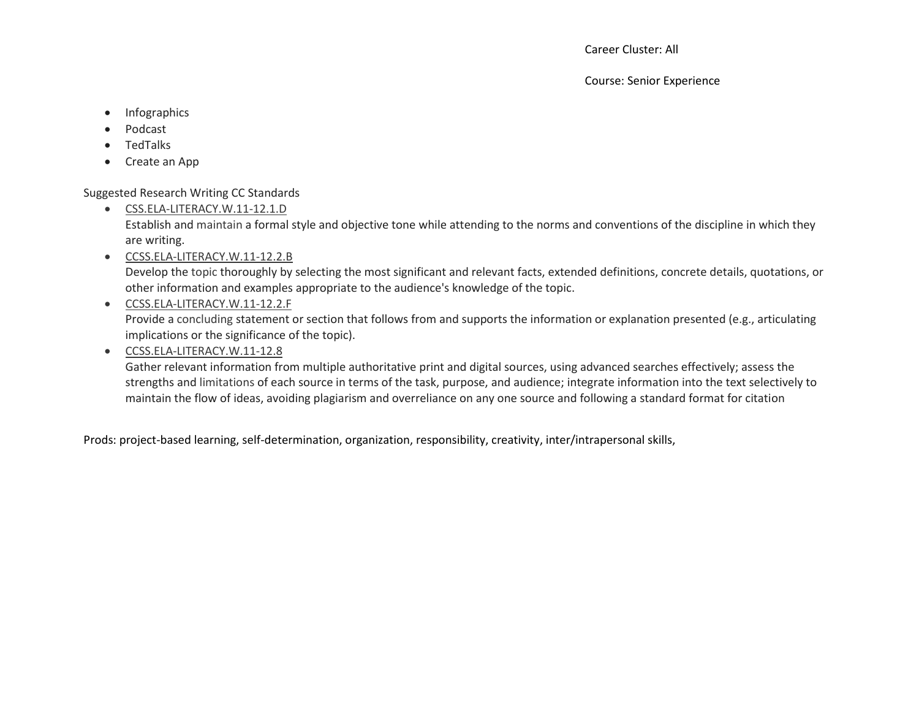Career Cluster: All

Course: Senior Experience

- Infographics
- Podcast
- TedTalks
- Create an App

Suggested Research Writing CC Standards

- CSS.ELA-LITERACY.W.11-12.1.D
  Establish and maintain a formal style and objective tone while attending to the norms and conventions of the discipline in which they are writing.
- CCSS.ELA-LITERACY.W.11-12.2.B
  Develop the topic thoroughly by selecting the most significant and relevant facts, extended definitions, concrete details, quotations, or other information and examples appropriate to the audience's knowledge of the topic.
- CCSS.ELA-LITERACY.W.11-12.2.F
  Provide a concluding statement or section that follows from and supports the information or explanation presented (e.g., articulating implications or the significance of the topic).
- CCSS.ELA-LITERACY.W.11-12.8
  Gather relevant information from multiple authoritative print and digital sources, using advanced searches effectively; assess the strengths and limitations of each source in terms of the task, purpose, and audience; integrate information into the text selectively to maintain the flow of ideas, avoiding plagiarism and overreliance on any one source and following a standard format for citation

Prods: project-based learning, self-determination, organization, responsibility, creativity, inter/intrapersonal skills,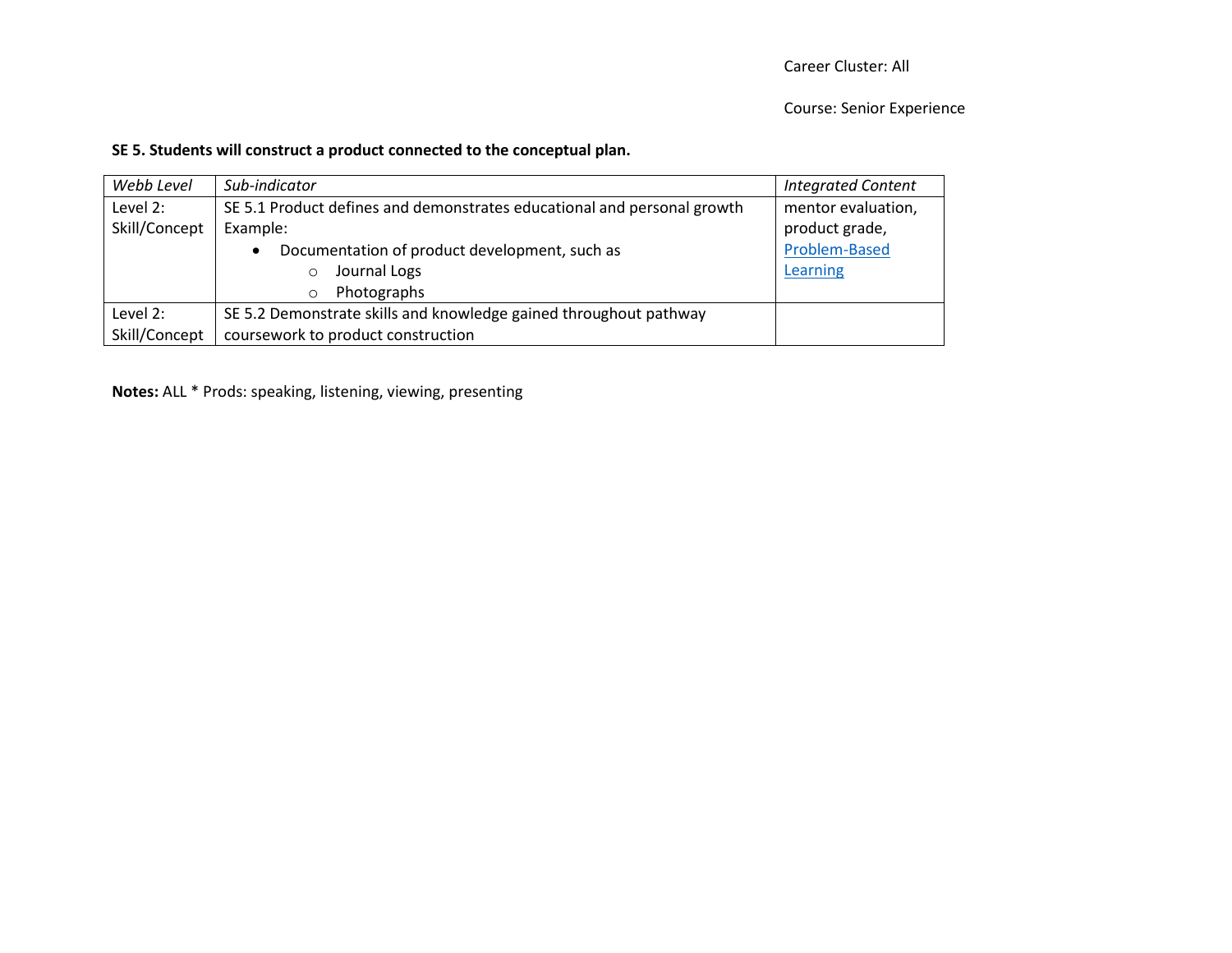Career Cluster: All

Course: Senior Experience

**SE 5. Students will construct a product connected to the conceptual plan.**

| *Webb Level* | *Sub-indicator* | *Integrated Content* |
|---|---|---|
| Level 2: Skill/Concept | SE 5.1 Product defines and demonstrates educational and personal growth<br>Example:<br>• Documentation of product development, such as<br>  ○ Journal Logs<br>  ○ Photographs | mentor evaluation, product grade, Problem-Based Learning |
| Level 2: Skill/Concept | SE 5.2 Demonstrate skills and knowledge gained throughout pathway coursework to product construction | |

**Notes:** ALL * Prods: speaking, listening, viewing, presenting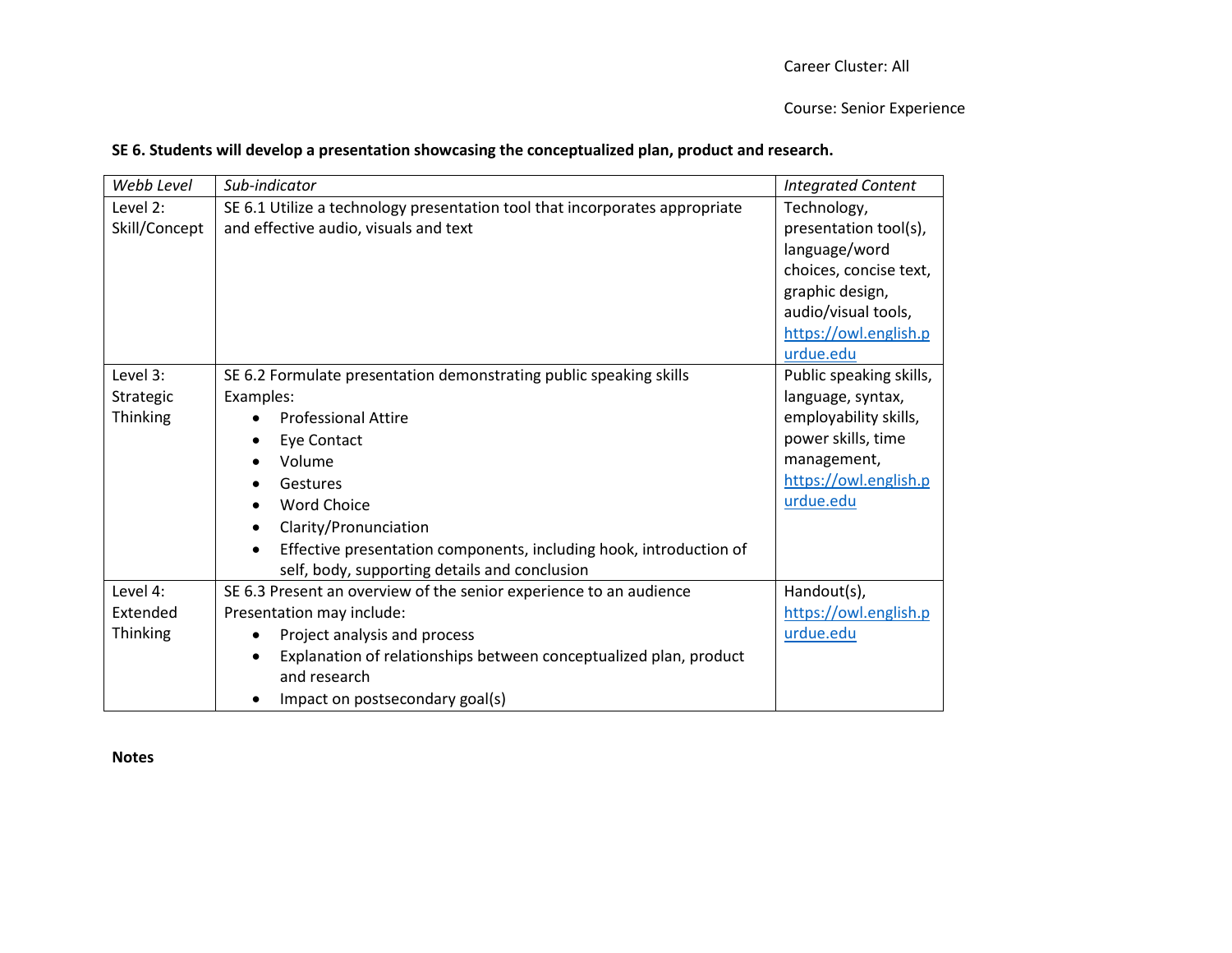Career Cluster: All

Course: Senior Experience

**SE 6. Students will develop a presentation showcasing the conceptualized plan, product and research.**

| *Webb Level* | *Sub-indicator* | *Integrated Content* |
|---|---|---|
| Level 2: Skill/Concept | SE 6.1 Utilize a technology presentation tool that incorporates appropriate and effective audio, visuals and text | Technology, presentation tool(s), language/word choices, concise text, graphic design, audio/visual tools, https://owl.english.purdue.edu |
| Level 3: Strategic Thinking | SE 6.2 Formulate presentation demonstrating public speaking skills<br>Examples:<br>• Professional Attire<br>• Eye Contact<br>• Volume<br>• Gestures<br>• Word Choice<br>• Clarity/Pronunciation<br>• Effective presentation components, including hook, introduction of self, body, supporting details and conclusion | Public speaking skills, language, syntax, employability skills, power skills, time management, https://owl.english.purdue.edu |
| Level 4: Extended Thinking | SE 6.3 Present an overview of the senior experience to an audience<br>Presentation may include:<br>• Project analysis and process<br>• Explanation of relationships between conceptualized plan, product and research<br>• Impact on postsecondary goal(s) | Handout(s), https://owl.english.purdue.edu |

**Notes**